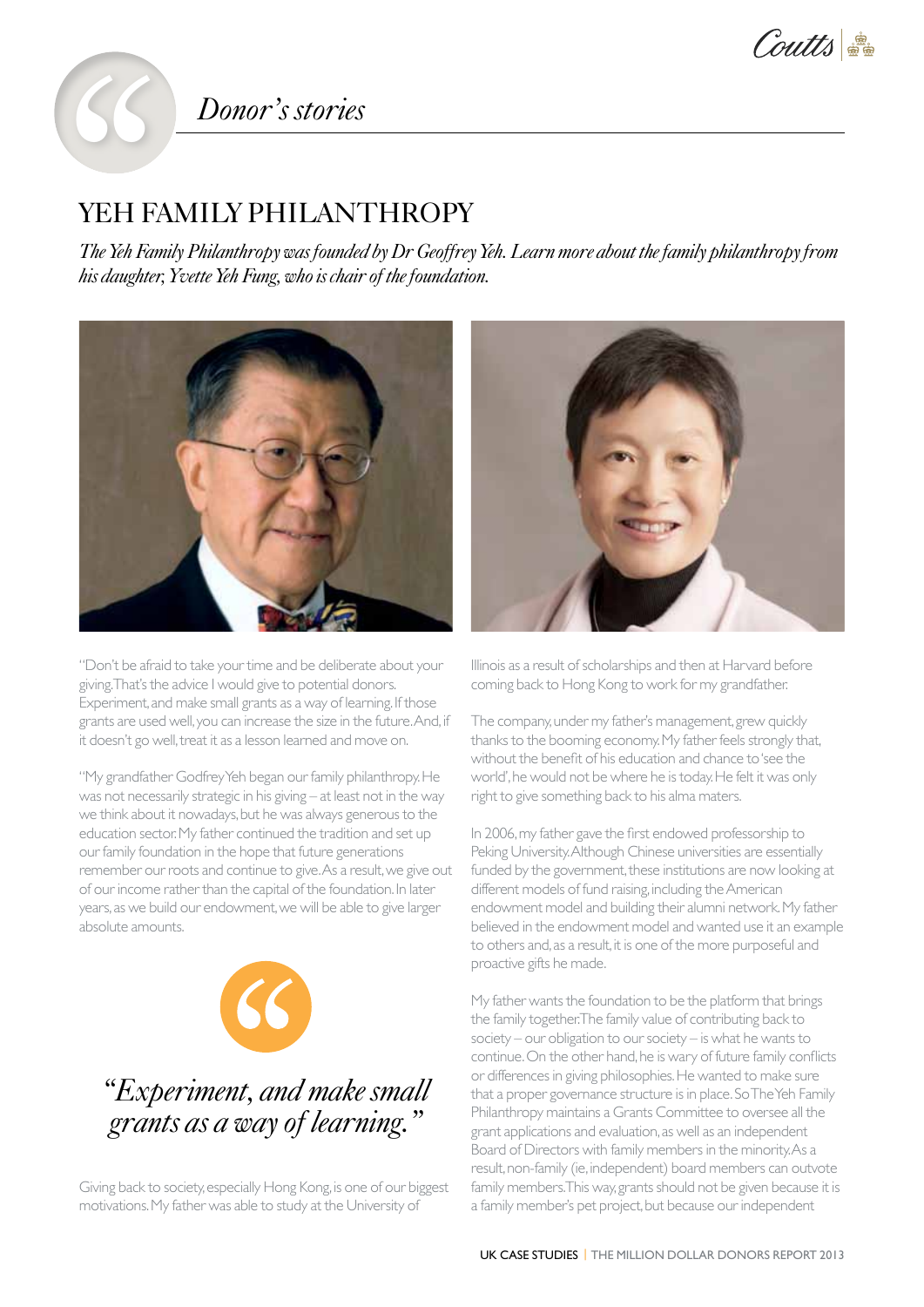*Donor's stories*

# YEH FAMILY PHILANTHROPY

*The Yeh Family Philanthropy was founded by Dr Geoffrey Yeh. Learn more about the family philanthropy from his daughter, Yvette Yeh Fung, who is chair of the foundation.*

"Don't be afraid to take your time and be deliberate about your giving. That's the advice I would give to potential donors. Experiment, and make small grants as a way of learning. If those grants are used well, you can increase the size in the future. And, if it doesn't go well, treat it as a lesson learned and move on.

"My grandfather Godfrey Yeh began our family philanthropy. He was not necessarily strategic in his giving – at least not in the way we think about it nowadays, but he was always generous to the education sector. My father continued the tradition and set up our family foundation in the hope that future generations remember our roots and continue to give. As a result, we give out of our income rather than the capital of the foundation. In later years, as we build our endowment, we will be able to give larger absolute amounts.

> *"Experiment, and make small grants as a way of learning."*

Giving back to society, especially Hong Kong, is one of our biggest motivations. My father was able to study at the University of Illinois as a result of scholarships and then at Harvard before coming back to Hong Kong to work for my grandfather.

The company, under my father's management, grew quickly thanks to the booming economy. My father feels strongly that, without the benefit of his education and chance to 'see the world', he would not be where he is today. He felt it was only right to give something back to his alma maters.

In 2006, my father gave the first endowed professorship to Peking University. Although Chinese universities are essentially funded by the government, these institutions are now looking at different models of fund raising, including the American endowment model and building their alumni network. My father believed in the endowment model and wanted use it an example to others and, as a result, it is one of the more purposeful and proactive gifts he made.

My father wants the foundation to be the platform that brings the family together. The family value of contributing back to society – our obligation to our society – is what he wants to continue. On the other hand, he is wary of future family conflicts or differences in giving philosophies. He wanted to make sure that a proper governance structure is in place. So The Yeh Family Philanthropy maintains a Grants Committee to oversee all the grant applications and evaluation, as well as an independent Board of Directors with family members in the minority. As a result, non-family (ie, independent) board members can outvote family members. This way, grants should not be given because it is a family member's pet project, but because our independent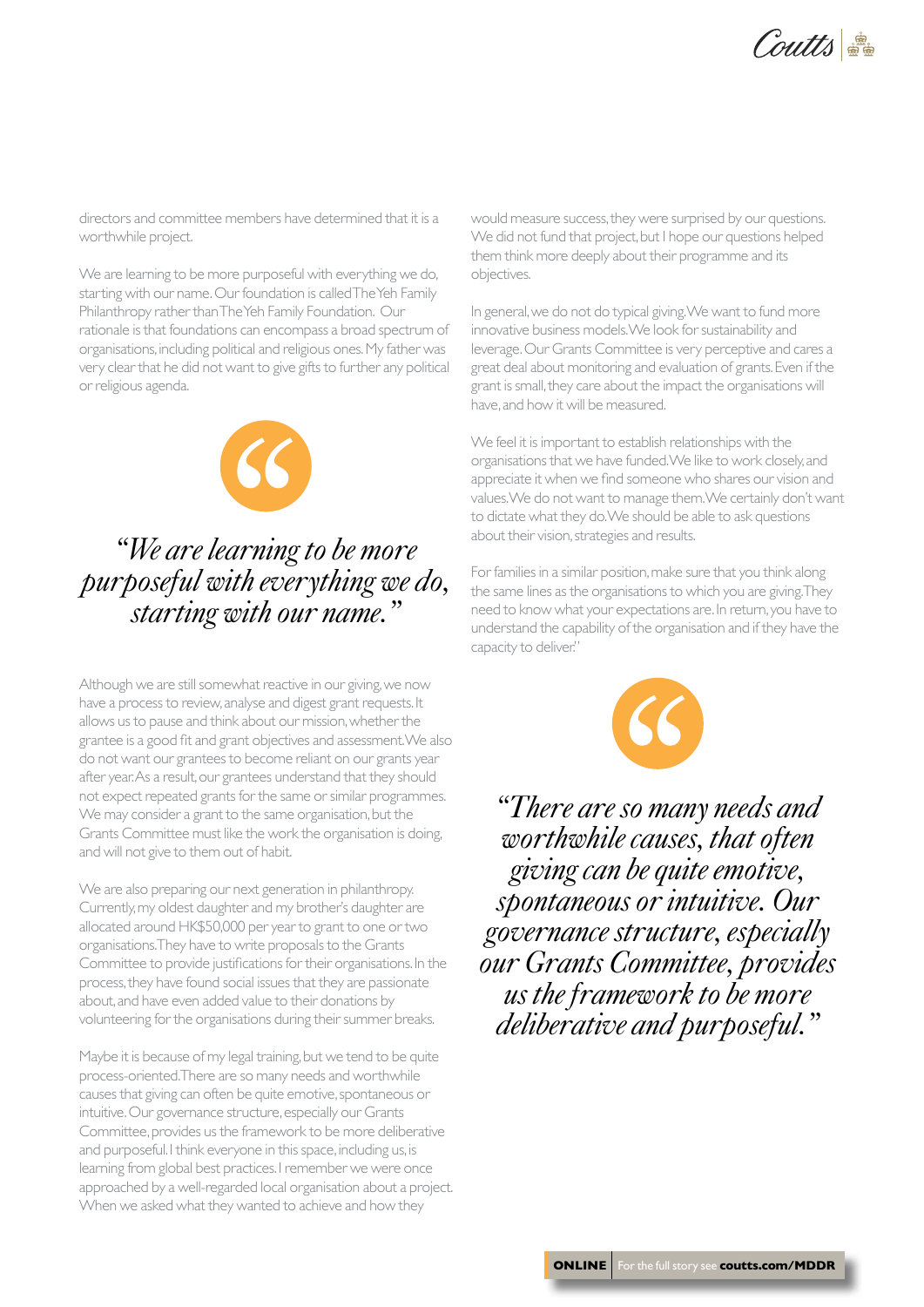directors and committee members have determined that it is a worthwhile project.

We are learning to be more purposeful with everything we do, starting with our name. Our foundation is called The Yeh Family Philanthropy rather than The Yeh Family Foundation. Our rationale is that foundations can encompass a broad spectrum of organisations, including political and religious ones. My father was very clear that he did not want to give gifts to further any political or religious agenda.

> *"We are learning to be more purposeful with everything we do, starting with our name."*

Although we are still somewhat reactive in our giving, we now have a process to review, analyse and digest grant requests. It allows us to pause and think about our mission, whether the grantee is a good fit and grant objectives and assessment. We also do not want our grantees to become reliant on our grants year after year. As a result, our grantees understand that they should not expect repeated grants for the same or similar programmes. We may consider a grant to the same organisation, but the Grants Committee must like the work the organisation is doing, and will not give to them out of habit.

We are also preparing our next generation in philanthropy. Currently, my oldest daughter and my brother's daughter are allocated around HK$50,000 per year to grant to one or two organisations. They have to write proposals to the Grants Committee to provide justifications for their organisations. In the process, they have found social issues that they are passionate about, and have even added value to their donations by volunteering for the organisations during their summer breaks.

Maybe it is because of my legal training, but we tend to be quite process-oriented. There are so many needs and worthwhile causes that giving can often be quite emotive, spontaneous or intuitive. Our governance structure, especially our Grants Committee, provides us the framework to be more deliberative and purposeful. I think everyone in this space, including us, is learning from global best practices. I remember we were once approached by a well-regarded local organisation about a project. When we asked what they wanted to achieve and how they would measure success, they were surprised by our questions. We did not fund that project, but I hope our questions helped them think more deeply about their programme and its objectives.

In general, we do not do typical giving. We want to fund more innovative business models. We look for sustainability and leverage. Our Grants Committee is very perceptive and cares a great deal about monitoring and evaluation of grants. Even if the grant is small, they care about the impact the organisations will have, and how it will be measured.

We feel it is important to establish relationships with the organisations that we have funded. We like to work closely, and appreciate it when we find someone who shares our vision and values. We do not want to manage them. We certainly don't want to dictate what they do. We should be able to ask questions about their vision, strategies and results.

For families in a similar position, make sure that you think along the same lines as the organisations to which you are giving. They need to know what your expectations are. In return, you have to understand the capability of the organisation and if they have the capacity to deliver."

> *"There are so many needs and worthwhile causes, that often giving can be quite emotive, spontaneous or intuitive. Our governance structure, especially our Grants Committee, provides us the framework to be more deliberative and purposeful."*

**ONLINE** For the full story see **coutts.com/MDDR**